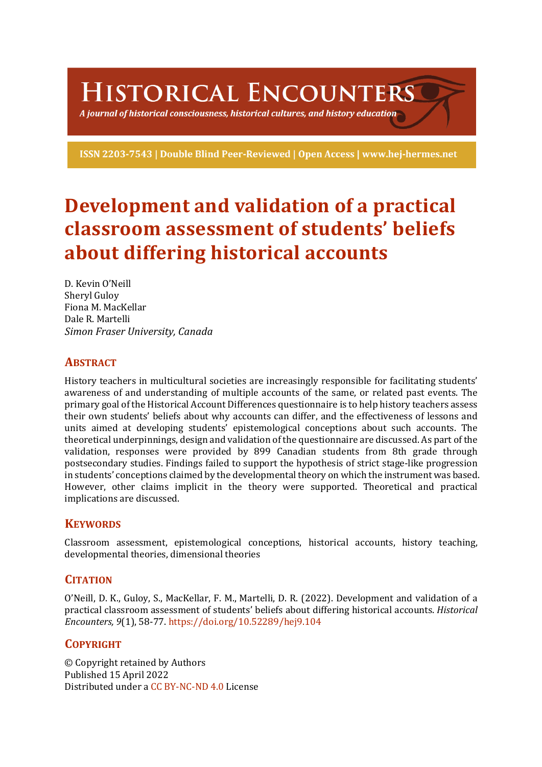# Historical Encounters

*A journal of historical consciousness, historical cultures, and history education*

**ISSN 2203-7543 | Double Blind Peer-Reviewed | Open Access | www.hej-hermes.net**

# Development and validation of a practical classroom assessment of students' beliefs about differing historical accounts

D. Kevin O'Neill
Sheryl Guloy
Fiona M. MacKellar
Dale R. Martelli
*Simon Fraser University, Canada*

## Abstract

History teachers in multicultural societies are increasingly responsible for facilitating students' awareness of and understanding of multiple accounts of the same, or related past events. The primary goal of the Historical Account Differences questionnaire is to help history teachers assess their own students' beliefs about why accounts can differ, and the effectiveness of lessons and units aimed at developing students' epistemological conceptions about such accounts. The theoretical underpinnings, design and validation of the questionnaire are discussed. As part of the validation, responses were provided by 899 Canadian students from 8th grade through postsecondary studies. Findings failed to support the hypothesis of strict stage-like progression in students' conceptions claimed by the developmental theory on which the instrument was based. However, other claims implicit in the theory were supported. Theoretical and practical implications are discussed.

## Keywords

Classroom assessment, epistemological conceptions, historical accounts, history teaching, developmental theories, dimensional theories

## Citation

O'Neill, D. K., Guloy, S., MacKellar, F. M., Martelli, D. R. (2022). Development and validation of a practical classroom assessment of students' beliefs about differing historical accounts. *Historical Encounters, 9*(1), 58-77. https://doi.org/10.52289/hej9.104

## Copyright

© Copyright retained by Authors
Published 15 April 2022
Distributed under a CC BY-NC-ND 4.0 License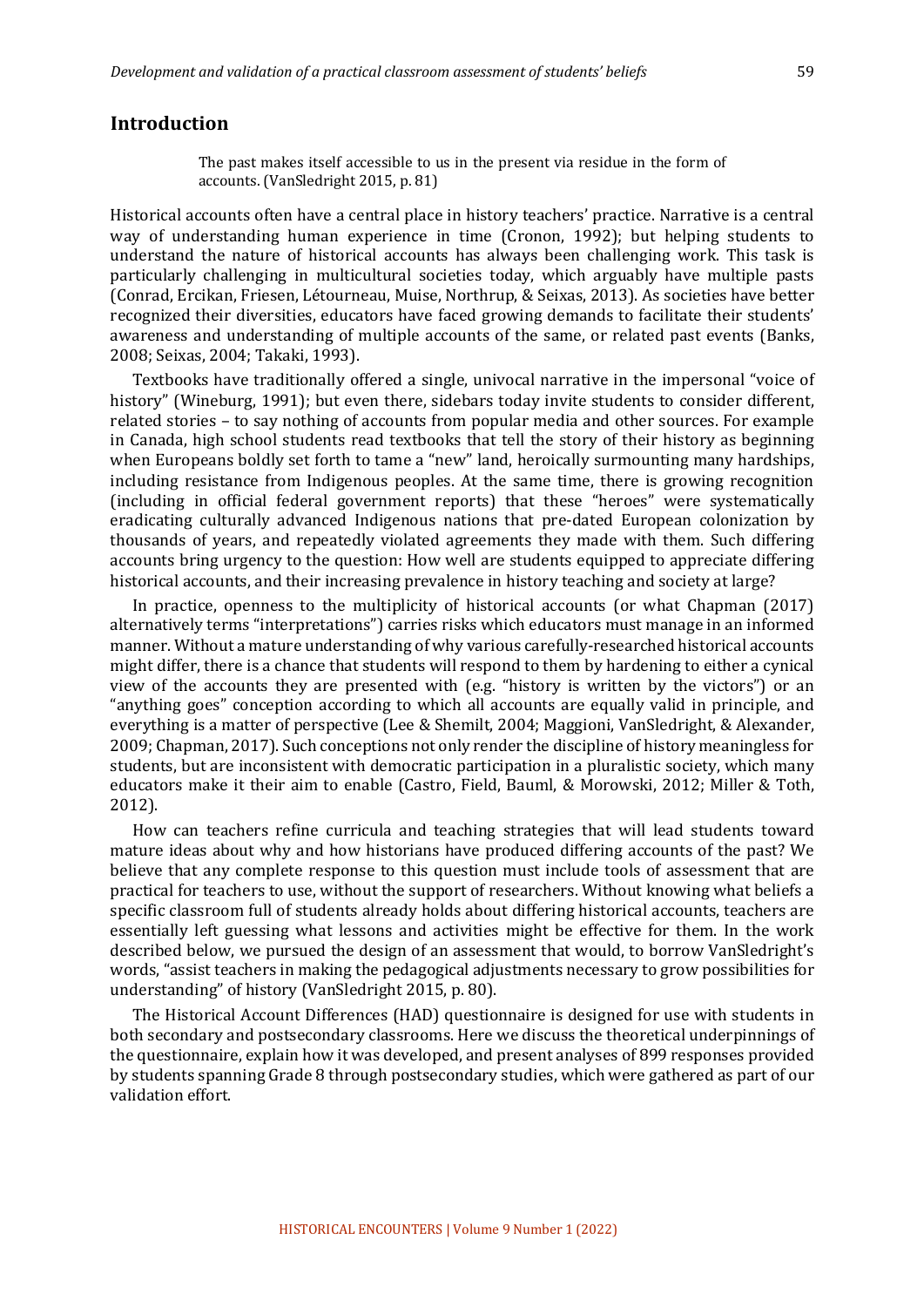## Introduction

> The past makes itself accessible to us in the present via residue in the form of accounts. (VanSledright 2015, p. 81)

Historical accounts often have a central place in history teachers' practice. Narrative is a central way of understanding human experience in time (Cronon, 1992); but helping students to understand the nature of historical accounts has always been challenging work. This task is particularly challenging in multicultural societies today, which arguably have multiple pasts (Conrad, Ercikan, Friesen, Létourneau, Muise, Northrup, & Seixas, 2013). As societies have better recognized their diversities, educators have faced growing demands to facilitate their students' awareness and understanding of multiple accounts of the same, or related past events (Banks, 2008; Seixas, 2004; Takaki, 1993).

Textbooks have traditionally offered a single, univocal narrative in the impersonal "voice of history" (Wineburg, 1991); but even there, sidebars today invite students to consider different, related stories – to say nothing of accounts from popular media and other sources. For example in Canada, high school students read textbooks that tell the story of their history as beginning when Europeans boldly set forth to tame a "new" land, heroically surmounting many hardships, including resistance from Indigenous peoples. At the same time, there is growing recognition (including in official federal government reports) that these "heroes" were systematically eradicating culturally advanced Indigenous nations that pre-dated European colonization by thousands of years, and repeatedly violated agreements they made with them. Such differing accounts bring urgency to the question: How well are students equipped to appreciate differing historical accounts, and their increasing prevalence in history teaching and society at large?

In practice, openness to the multiplicity of historical accounts (or what Chapman (2017) alternatively terms "interpretations") carries risks which educators must manage in an informed manner. Without a mature understanding of why various carefully-researched historical accounts might differ, there is a chance that students will respond to them by hardening to either a cynical view of the accounts they are presented with (e.g. "history is written by the victors") or an "anything goes" conception according to which all accounts are equally valid in principle, and everything is a matter of perspective (Lee & Shemilt, 2004; Maggioni, VanSledright, & Alexander, 2009; Chapman, 2017). Such conceptions not only render the discipline of history meaningless for students, but are inconsistent with democratic participation in a pluralistic society, which many educators make it their aim to enable (Castro, Field, Bauml, & Morowski, 2012; Miller & Toth, 2012).

How can teachers refine curricula and teaching strategies that will lead students toward mature ideas about why and how historians have produced differing accounts of the past? We believe that any complete response to this question must include tools of assessment that are practical for teachers to use, without the support of researchers. Without knowing what beliefs a specific classroom full of students already holds about differing historical accounts, teachers are essentially left guessing what lessons and activities might be effective for them. In the work described below, we pursued the design of an assessment that would, to borrow VanSledright's words, "assist teachers in making the pedagogical adjustments necessary to grow possibilities for understanding" of history (VanSledright 2015, p. 80).

The Historical Account Differences (HAD) questionnaire is designed for use with students in both secondary and postsecondary classrooms. Here we discuss the theoretical underpinnings of the questionnaire, explain how it was developed, and present analyses of 899 responses provided by students spanning Grade 8 through postsecondary studies, which were gathered as part of our validation effort.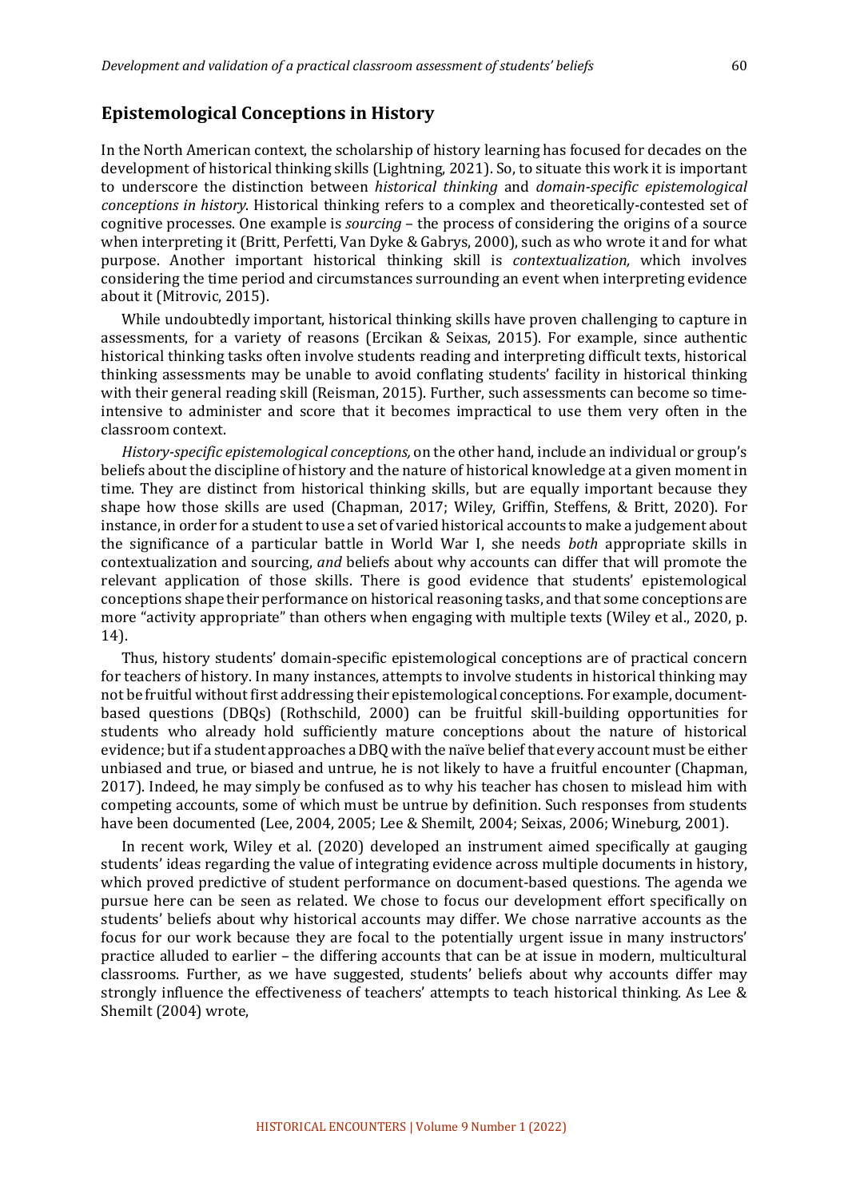## Epistemological Conceptions in History

In the North American context, the scholarship of history learning has focused for decades on the development of historical thinking skills (Lightning, 2021). So, to situate this work it is important to underscore the distinction between *historical thinking* and *domain-specific epistemological conceptions in history*. Historical thinking refers to a complex and theoretically-contested set of cognitive processes. One example is *sourcing* – the process of considering the origins of a source when interpreting it (Britt, Perfetti, Van Dyke & Gabrys, 2000), such as who wrote it and for what purpose. Another important historical thinking skill is *contextualization,* which involves considering the time period and circumstances surrounding an event when interpreting evidence about it (Mitrovic, 2015).

While undoubtedly important, historical thinking skills have proven challenging to capture in assessments, for a variety of reasons (Ercikan & Seixas, 2015). For example, since authentic historical thinking tasks often involve students reading and interpreting difficult texts, historical thinking assessments may be unable to avoid conflating students' facility in historical thinking with their general reading skill (Reisman, 2015). Further, such assessments can become so time-intensive to administer and score that it becomes impractical to use them very often in the classroom context.

*History-specific epistemological conceptions,* on the other hand, include an individual or group's beliefs about the discipline of history and the nature of historical knowledge at a given moment in time. They are distinct from historical thinking skills, but are equally important because they shape how those skills are used (Chapman, 2017; Wiley, Griffin, Steffens, & Britt, 2020). For instance, in order for a student to use a set of varied historical accounts to make a judgement about the significance of a particular battle in World War I, she needs *both* appropriate skills in contextualization and sourcing, *and* beliefs about why accounts can differ that will promote the relevant application of those skills. There is good evidence that students' epistemological conceptions shape their performance on historical reasoning tasks, and that some conceptions are more "activity appropriate" than others when engaging with multiple texts (Wiley et al., 2020, p. 14).

Thus, history students' domain-specific epistemological conceptions are of practical concern for teachers of history. In many instances, attempts to involve students in historical thinking may not be fruitful without first addressing their epistemological conceptions. For example, document-based questions (DBQs) (Rothschild, 2000) can be fruitful skill-building opportunities for students who already hold sufficiently mature conceptions about the nature of historical evidence; but if a student approaches a DBQ with the naïve belief that every account must be either unbiased and true, or biased and untrue, he is not likely to have a fruitful encounter (Chapman, 2017). Indeed, he may simply be confused as to why his teacher has chosen to mislead him with competing accounts, some of which must be untrue by definition. Such responses from students have been documented (Lee, 2004, 2005; Lee & Shemilt, 2004; Seixas, 2006; Wineburg, 2001).

In recent work, Wiley et al. (2020) developed an instrument aimed specifically at gauging students' ideas regarding the value of integrating evidence across multiple documents in history, which proved predictive of student performance on document-based questions. The agenda we pursue here can be seen as related. We chose to focus our development effort specifically on students' beliefs about why historical accounts may differ. We chose narrative accounts as the focus for our work because they are focal to the potentially urgent issue in many instructors' practice alluded to earlier – the differing accounts that can be at issue in modern, multicultural classrooms. Further, as we have suggested, students' beliefs about why accounts differ may strongly influence the effectiveness of teachers' attempts to teach historical thinking. As Lee & Shemilt (2004) wrote,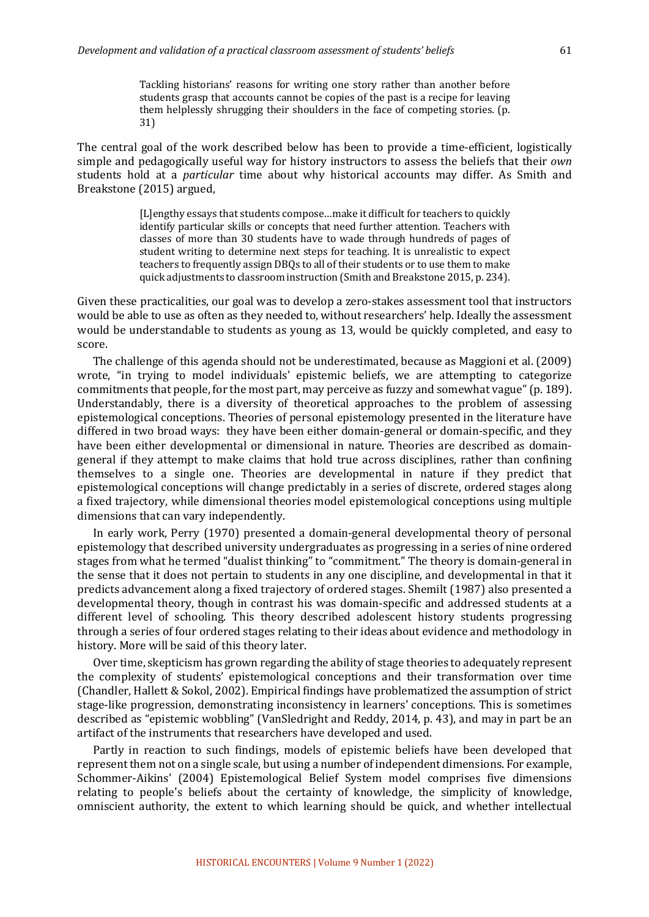> Tackling historians' reasons for writing one story rather than another before students grasp that accounts cannot be copies of the past is a recipe for leaving them helplessly shrugging their shoulders in the face of competing stories. (p. 31)

The central goal of the work described below has been to provide a time-efficient, logistically simple and pedagogically useful way for history instructors to assess the beliefs that their *own* students hold at a *particular* time about why historical accounts may differ. As Smith and Breakstone (2015) argued,

> [L]engthy essays that students compose…make it difficult for teachers to quickly identify particular skills or concepts that need further attention. Teachers with classes of more than 30 students have to wade through hundreds of pages of student writing to determine next steps for teaching. It is unrealistic to expect teachers to frequently assign DBQs to all of their students or to use them to make quick adjustments to classroom instruction (Smith and Breakstone 2015, p. 234).

Given these practicalities, our goal was to develop a zero-stakes assessment tool that instructors would be able to use as often as they needed to, without researchers' help. Ideally the assessment would be understandable to students as young as 13, would be quickly completed, and easy to score.

The challenge of this agenda should not be underestimated, because as Maggioni et al. (2009) wrote, "in trying to model individuals' epistemic beliefs, we are attempting to categorize commitments that people, for the most part, may perceive as fuzzy and somewhat vague" (p. 189). Understandably, there is a diversity of theoretical approaches to the problem of assessing epistemological conceptions. Theories of personal epistemology presented in the literature have differed in two broad ways: they have been either domain-general or domain-specific, and they have been either developmental or dimensional in nature. Theories are described as domain-general if they attempt to make claims that hold true across disciplines, rather than confining themselves to a single one. Theories are developmental in nature if they predict that epistemological conceptions will change predictably in a series of discrete, ordered stages along a fixed trajectory, while dimensional theories model epistemological conceptions using multiple dimensions that can vary independently.

In early work, Perry (1970) presented a domain-general developmental theory of personal epistemology that described university undergraduates as progressing in a series of nine ordered stages from what he termed "dualist thinking" to "commitment." The theory is domain-general in the sense that it does not pertain to students in any one discipline, and developmental in that it predicts advancement along a fixed trajectory of ordered stages. Shemilt (1987) also presented a developmental theory, though in contrast his was domain-specific and addressed students at a different level of schooling. This theory described adolescent history students progressing through a series of four ordered stages relating to their ideas about evidence and methodology in history. More will be said of this theory later.

Over time, skepticism has grown regarding the ability of stage theories to adequately represent the complexity of students' epistemological conceptions and their transformation over time (Chandler, Hallett & Sokol, 2002). Empirical findings have problematized the assumption of strict stage-like progression, demonstrating inconsistency in learners' conceptions. This is sometimes described as "epistemic wobbling" (VanSledright and Reddy, 2014, p. 43), and may in part be an artifact of the instruments that researchers have developed and used.

Partly in reaction to such findings, models of epistemic beliefs have been developed that represent them not on a single scale, but using a number of independent dimensions. For example, Schommer-Aikins' (2004) Epistemological Belief System model comprises five dimensions relating to people's beliefs about the certainty of knowledge, the simplicity of knowledge, omniscient authority, the extent to which learning should be quick, and whether intellectual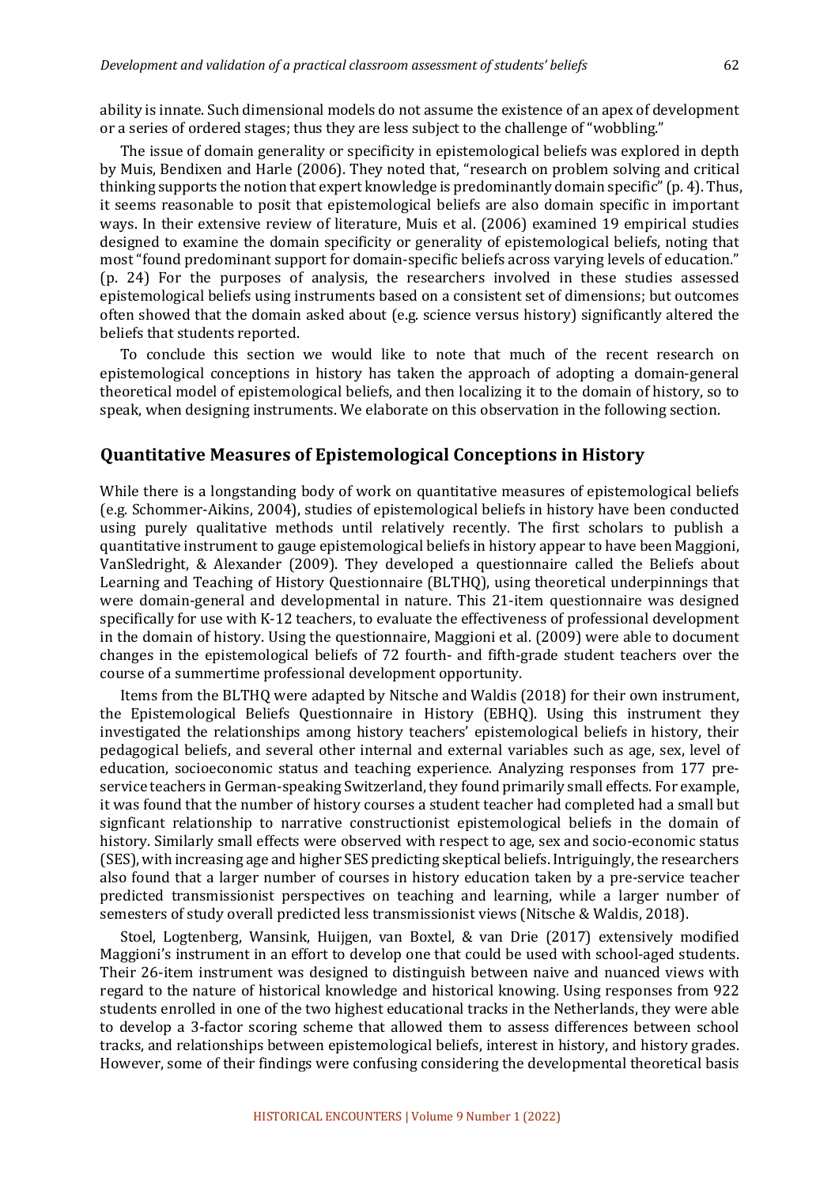ability is innate. Such dimensional models do not assume the existence of an apex of development or a series of ordered stages; thus they are less subject to the challenge of "wobbling."

The issue of domain generality or specificity in epistemological beliefs was explored in depth by Muis, Bendixen and Harle (2006). They noted that, "research on problem solving and critical thinking supports the notion that expert knowledge is predominantly domain specific" (p. 4). Thus, it seems reasonable to posit that epistemological beliefs are also domain specific in important ways. In their extensive review of literature, Muis et al. (2006) examined 19 empirical studies designed to examine the domain specificity or generality of epistemological beliefs, noting that most "found predominant support for domain-specific beliefs across varying levels of education." (p. 24) For the purposes of analysis, the researchers involved in these studies assessed epistemological beliefs using instruments based on a consistent set of dimensions; but outcomes often showed that the domain asked about (e.g. science versus history) significantly altered the beliefs that students reported.

To conclude this section we would like to note that much of the recent research on epistemological conceptions in history has taken the approach of adopting a domain-general theoretical model of epistemological beliefs, and then localizing it to the domain of history, so to speak, when designing instruments. We elaborate on this observation in the following section.

## Quantitative Measures of Epistemological Conceptions in History

While there is a longstanding body of work on quantitative measures of epistemological beliefs (e.g. Schommer-Aikins, 2004), studies of epistemological beliefs in history have been conducted using purely qualitative methods until relatively recently. The first scholars to publish a quantitative instrument to gauge epistemological beliefs in history appear to have been Maggioni, VanSledright, & Alexander (2009). They developed a questionnaire called the Beliefs about Learning and Teaching of History Questionnaire (BLTHQ), using theoretical underpinnings that were domain-general and developmental in nature. This 21-item questionnaire was designed specifically for use with K-12 teachers, to evaluate the effectiveness of professional development in the domain of history. Using the questionnaire, Maggioni et al. (2009) were able to document changes in the epistemological beliefs of 72 fourth- and fifth-grade student teachers over the course of a summertime professional development opportunity.

Items from the BLTHQ were adapted by Nitsche and Waldis (2018) for their own instrument, the Epistemological Beliefs Questionnaire in History (EBHQ). Using this instrument they investigated the relationships among history teachers' epistemological beliefs in history, their pedagogical beliefs, and several other internal and external variables such as age, sex, level of education, socioeconomic status and teaching experience. Analyzing responses from 177 pre-service teachers in German-speaking Switzerland, they found primarily small effects. For example, it was found that the number of history courses a student teacher had completed had a small but signficant relationship to narrative constructionist epistemological beliefs in the domain of history. Similarly small effects were observed with respect to age, sex and socio-economic status (SES), with increasing age and higher SES predicting skeptical beliefs. Intriguingly, the researchers also found that a larger number of courses in history education taken by a pre-service teacher predicted transmissionist perspectives on teaching and learning, while a larger number of semesters of study overall predicted less transmissionist views (Nitsche & Waldis, 2018).

Stoel, Logtenberg, Wansink, Huijgen, van Boxtel, & van Drie (2017) extensively modified Maggioni's instrument in an effort to develop one that could be used with school-aged students. Their 26-item instrument was designed to distinguish between naive and nuanced views with regard to the nature of historical knowledge and historical knowing. Using responses from 922 students enrolled in one of the two highest educational tracks in the Netherlands, they were able to develop a 3-factor scoring scheme that allowed them to assess differences between school tracks, and relationships between epistemological beliefs, interest in history, and history grades. However, some of their findings were confusing considering the developmental theoretical basis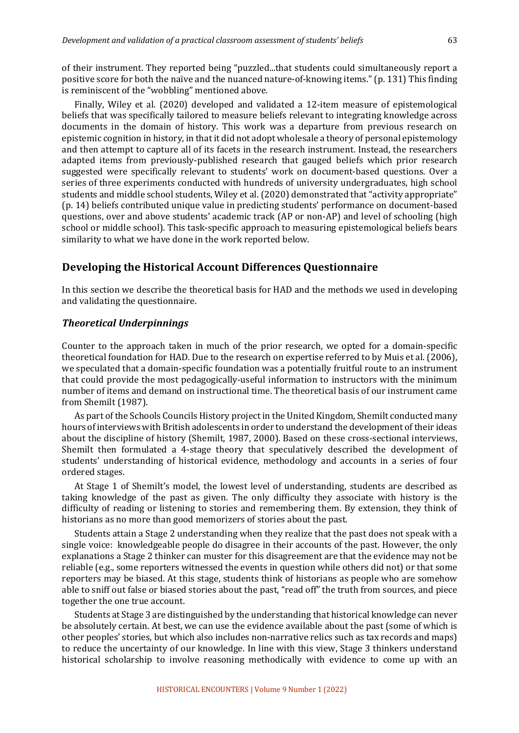of their instrument. They reported being "puzzled...that students could simultaneously report a positive score for both the naïve and the nuanced nature-of-knowing items." (p. 131) This finding is reminiscent of the "wobbling" mentioned above.

Finally, Wiley et al. (2020) developed and validated a 12-item measure of epistemological beliefs that was specifically tailored to measure beliefs relevant to integrating knowledge across documents in the domain of history. This work was a departure from previous research on epistemic cognition in history, in that it did not adopt wholesale a theory of personal epistemology and then attempt to capture all of its facets in the research instrument. Instead, the researchers adapted items from previously-published research that gauged beliefs which prior research suggested were specifically relevant to students' work on document-based questions. Over a series of three experiments conducted with hundreds of university undergraduates, high school students and middle school students, Wiley et al. (2020) demonstrated that "activity appropriate" (p. 14) beliefs contributed unique value in predicting students' performance on document-based questions, over and above students' academic track (AP or non-AP) and level of schooling (high school or middle school). This task-specific approach to measuring epistemological beliefs bears similarity to what we have done in the work reported below.

## Developing the Historical Account Differences Questionnaire

In this section we describe the theoretical basis for HAD and the methods we used in developing and validating the questionnaire.

### *Theoretical Underpinnings*

Counter to the approach taken in much of the prior research, we opted for a domain-specific theoretical foundation for HAD. Due to the research on expertise referred to by Muis et al. (2006), we speculated that a domain-specific foundation was a potentially fruitful route to an instrument that could provide the most pedagogically-useful information to instructors with the minimum number of items and demand on instructional time. The theoretical basis of our instrument came from Shemilt (1987).

As part of the Schools Councils History project in the United Kingdom, Shemilt conducted many hours of interviews with British adolescents in order to understand the development of their ideas about the discipline of history (Shemilt, 1987, 2000). Based on these cross-sectional interviews, Shemilt then formulated a 4-stage theory that speculatively described the development of students' understanding of historical evidence, methodology and accounts in a series of four ordered stages.

At Stage 1 of Shemilt's model, the lowest level of understanding, students are described as taking knowledge of the past as given. The only difficulty they associate with history is the difficulty of reading or listening to stories and remembering them. By extension, they think of historians as no more than good memorizers of stories about the past.

Students attain a Stage 2 understanding when they realize that the past does not speak with a single voice: knowledgeable people do disagree in their accounts of the past. However, the only explanations a Stage 2 thinker can muster for this disagreement are that the evidence may not be reliable (e.g., some reporters witnessed the events in question while others did not) or that some reporters may be biased. At this stage, students think of historians as people who are somehow able to sniff out false or biased stories about the past, "read off" the truth from sources, and piece together the one true account.

Students at Stage 3 are distinguished by the understanding that historical knowledge can never be absolutely certain. At best, we can use the evidence available about the past (some of which is other peoples' stories, but which also includes non-narrative relics such as tax records and maps) to reduce the uncertainty of our knowledge. In line with this view, Stage 3 thinkers understand historical scholarship to involve reasoning methodically with evidence to come up with an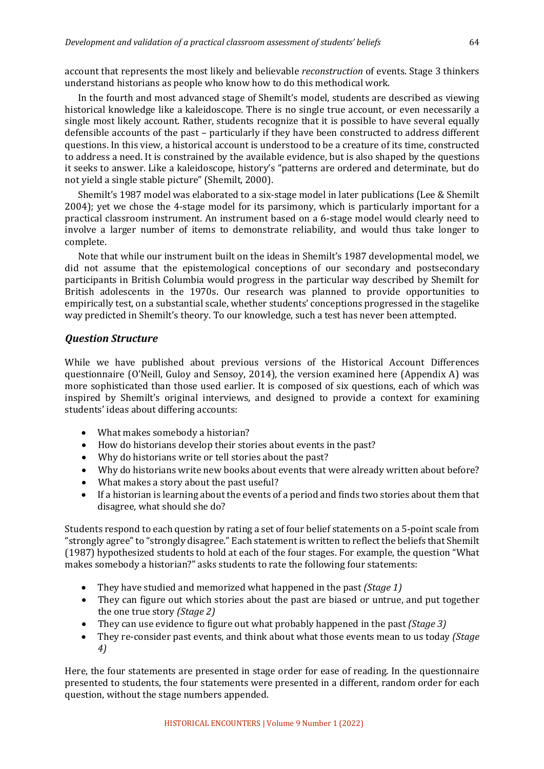account that represents the most likely and believable *reconstruction* of events. Stage 3 thinkers understand historians as people who know how to do this methodical work.

In the fourth and most advanced stage of Shemilt's model, students are described as viewing historical knowledge like a kaleidoscope. There is no single true account, or even necessarily a single most likely account. Rather, students recognize that it is possible to have several equally defensible accounts of the past – particularly if they have been constructed to address different questions. In this view, a historical account is understood to be a creature of its time, constructed to address a need. It is constrained by the available evidence, but is also shaped by the questions it seeks to answer. Like a kaleidoscope, history's "patterns are ordered and determinate, but do not yield a single stable picture" (Shemilt, 2000).

Shemilt's 1987 model was elaborated to a six-stage model in later publications (Lee & Shemilt 2004); yet we chose the 4-stage model for its parsimony, which is particularly important for a practical classroom instrument. An instrument based on a 6-stage model would clearly need to involve a larger number of items to demonstrate reliability, and would thus take longer to complete.

Note that while our instrument built on the ideas in Shemilt's 1987 developmental model, we did not assume that the epistemological conceptions of our secondary and postsecondary participants in British Columbia would progress in the particular way described by Shemilt for British adolescents in the 1970s. Our research was planned to provide opportunities to empirically test, on a substantial scale, whether students' conceptions progressed in the stagelike way predicted in Shemilt's theory. To our knowledge, such a test has never been attempted.

### *Question Structure*

While we have published about previous versions of the Historical Account Differences questionnaire (O'Neill, Guloy and Sensoy, 2014), the version examined here (Appendix A) was more sophisticated than those used earlier. It is composed of six questions, each of which was inspired by Shemilt's original interviews, and designed to provide a context for examining students' ideas about differing accounts:

- What makes somebody a historian?
- How do historians develop their stories about events in the past?
- Why do historians write or tell stories about the past?
- Why do historians write new books about events that were already written about before?
- What makes a story about the past useful?
- If a historian is learning about the events of a period and finds two stories about them that disagree, what should she do?

Students respond to each question by rating a set of four belief statements on a 5-point scale from "strongly agree" to "strongly disagree." Each statement is written to reflect the beliefs that Shemilt (1987) hypothesized students to hold at each of the four stages. For example, the question "What makes somebody a historian?" asks students to rate the following four statements:

- They have studied and memorized what happened in the past *(Stage 1)*
- They can figure out which stories about the past are biased or untrue, and put together the one true story *(Stage 2)*
- They can use evidence to figure out what probably happened in the past *(Stage 3)*
- They re-consider past events, and think about what those events mean to us today *(Stage 4)*

Here, the four statements are presented in stage order for ease of reading. In the questionnaire presented to students, the four statements were presented in a different, random order for each question, without the stage numbers appended.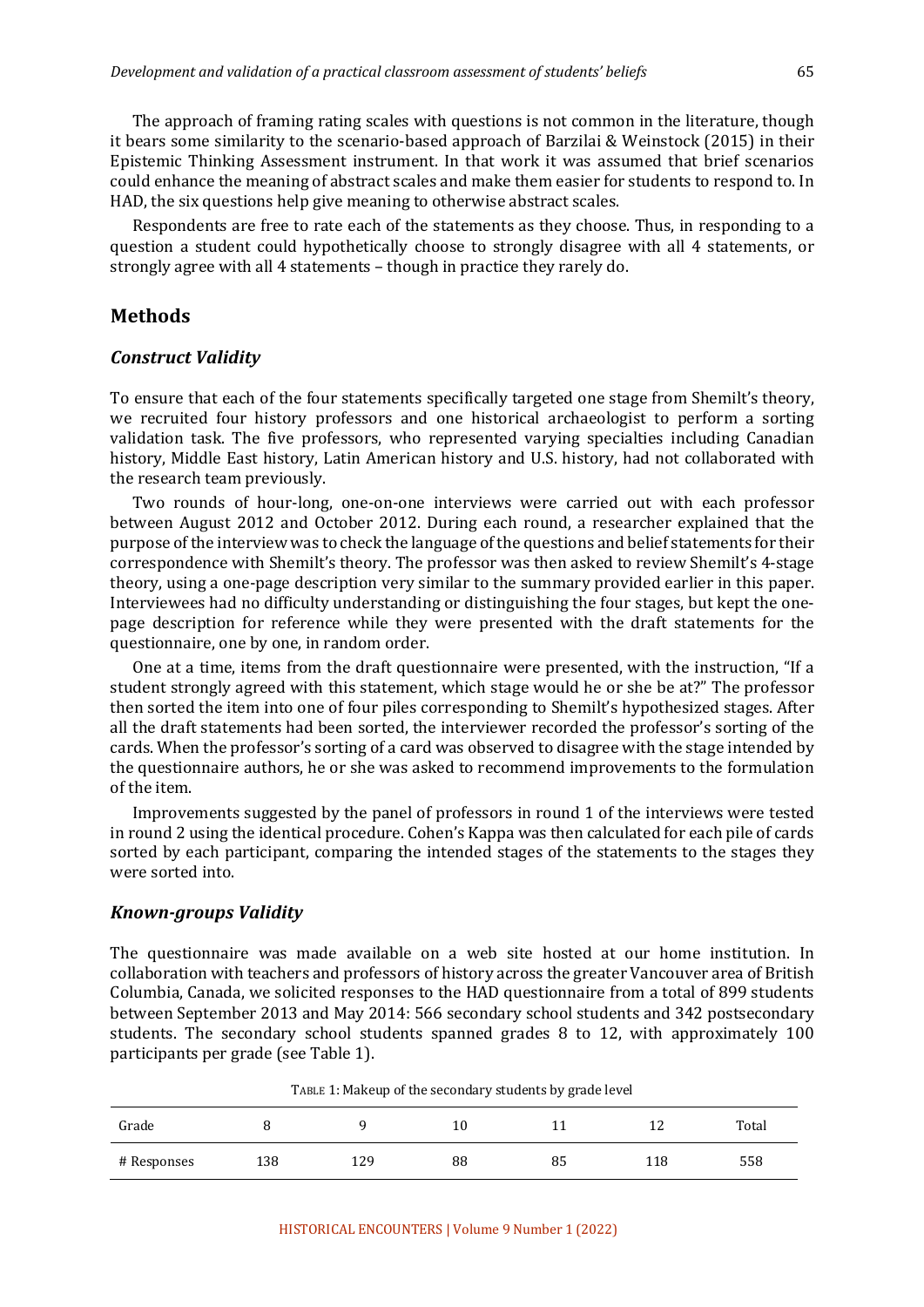The approach of framing rating scales with questions is not common in the literature, though it bears some similarity to the scenario-based approach of Barzilai & Weinstock (2015) in their Epistemic Thinking Assessment instrument. In that work it was assumed that brief scenarios could enhance the meaning of abstract scales and make them easier for students to respond to. In HAD, the six questions help give meaning to otherwise abstract scales.

Respondents are free to rate each of the statements as they choose. Thus, in responding to a question a student could hypothetically choose to strongly disagree with all 4 statements, or strongly agree with all 4 statements – though in practice they rarely do.

## Methods

### *Construct Validity*

To ensure that each of the four statements specifically targeted one stage from Shemilt's theory, we recruited four history professors and one historical archaeologist to perform a sorting validation task. The five professors, who represented varying specialties including Canadian history, Middle East history, Latin American history and U.S. history, had not collaborated with the research team previously.

Two rounds of hour-long, one-on-one interviews were carried out with each professor between August 2012 and October 2012. During each round, a researcher explained that the purpose of the interview was to check the language of the questions and belief statements for their correspondence with Shemilt's theory. The professor was then asked to review Shemilt's 4-stage theory, using a one-page description very similar to the summary provided earlier in this paper. Interviewees had no difficulty understanding or distinguishing the four stages, but kept the one-page description for reference while they were presented with the draft statements for the questionnaire, one by one, in random order.

One at a time, items from the draft questionnaire were presented, with the instruction, "If a student strongly agreed with this statement, which stage would he or she be at?" The professor then sorted the item into one of four piles corresponding to Shemilt's hypothesized stages. After all the draft statements had been sorted, the interviewer recorded the professor's sorting of the cards. When the professor's sorting of a card was observed to disagree with the stage intended by the questionnaire authors, he or she was asked to recommend improvements to the formulation of the item.

Improvements suggested by the panel of professors in round 1 of the interviews were tested in round 2 using the identical procedure. Cohen's Kappa was then calculated for each pile of cards sorted by each participant, comparing the intended stages of the statements to the stages they were sorted into.

### *Known-groups Validity*

The questionnaire was made available on a web site hosted at our home institution. In collaboration with teachers and professors of history across the greater Vancouver area of British Columbia, Canada, we solicited responses to the HAD questionnaire from a total of 899 students between September 2013 and May 2014: 566 secondary school students and 342 postsecondary students. The secondary school students spanned grades 8 to 12, with approximately 100 participants per grade (see Table 1).

TABLE 1: Makeup of the secondary students by grade level

| Grade | 8 | 9 | 10 | 11 | 12 | Total |
|---|---|---|---|---|---|---|
| # Responses | 138 | 129 | 88 | 85 | 118 | 558 |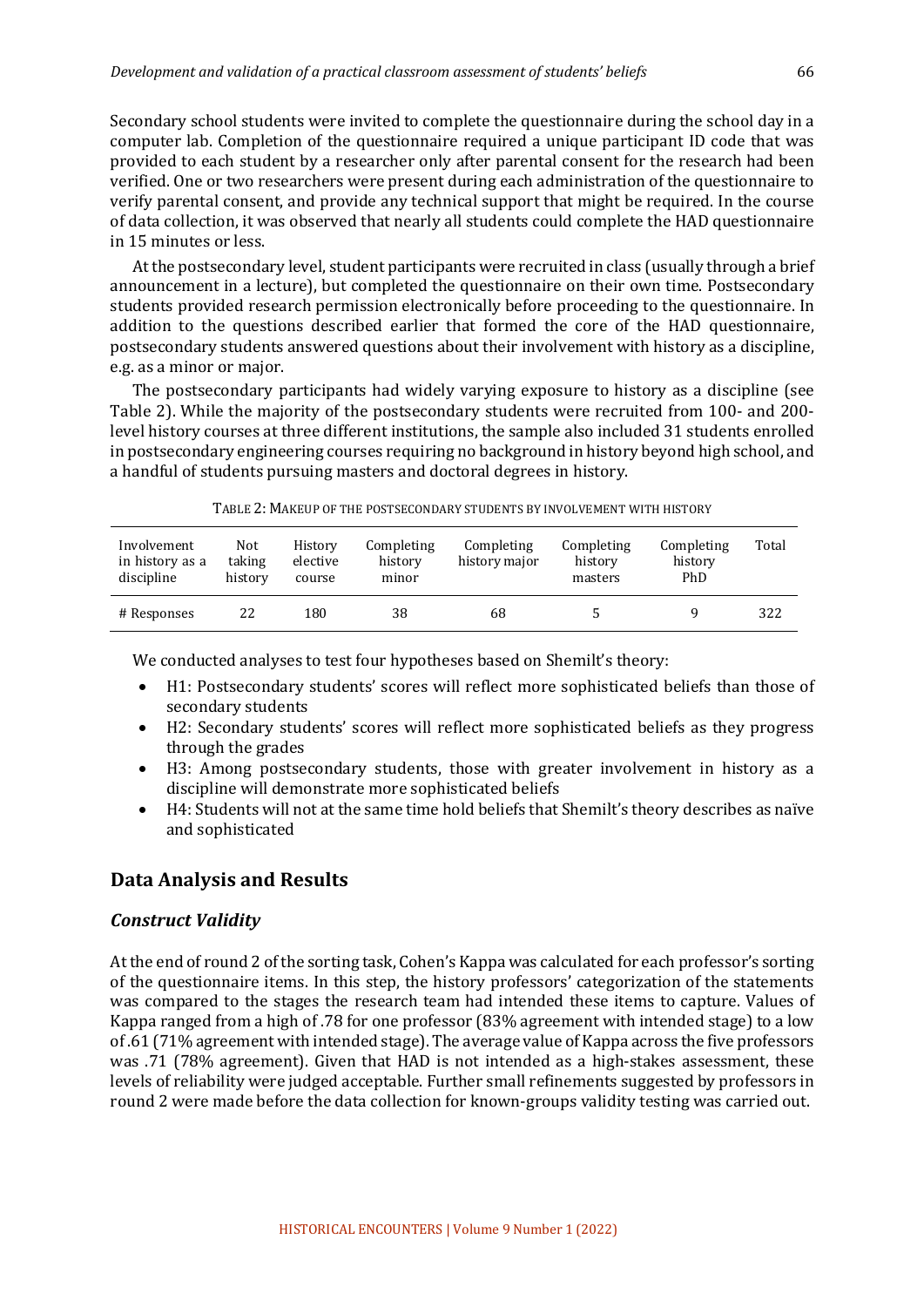Secondary school students were invited to complete the questionnaire during the school day in a computer lab. Completion of the questionnaire required a unique participant ID code that was provided to each student by a researcher only after parental consent for the research had been verified. One or two researchers were present during each administration of the questionnaire to verify parental consent, and provide any technical support that might be required. In the course of data collection, it was observed that nearly all students could complete the HAD questionnaire in 15 minutes or less.

At the postsecondary level, student participants were recruited in class (usually through a brief announcement in a lecture), but completed the questionnaire on their own time. Postsecondary students provided research permission electronically before proceeding to the questionnaire. In addition to the questions described earlier that formed the core of the HAD questionnaire, postsecondary students answered questions about their involvement with history as a discipline, e.g. as a minor or major.

The postsecondary participants had widely varying exposure to history as a discipline (see Table 2). While the majority of the postsecondary students were recruited from 100- and 200-level history courses at three different institutions, the sample also included 31 students enrolled in postsecondary engineering courses requiring no background in history beyond high school, and a handful of students pursuing masters and doctoral degrees in history.

TABLE 2: MAKEUP OF THE POSTSECONDARY STUDENTS BY INVOLVEMENT WITH HISTORY

| Involvement in history as a discipline | Not taking history | History elective course | Completing history minor | Completing history major | Completing history masters | Completing history PhD | Total |
|---|---|---|---|---|---|---|---|
| # Responses | 22 | 180 | 38 | 68 | 5 | 9 | 322 |

We conducted analyses to test four hypotheses based on Shemilt's theory:

- H1: Postsecondary students' scores will reflect more sophisticated beliefs than those of secondary students
- H2: Secondary students' scores will reflect more sophisticated beliefs as they progress through the grades
- H3: Among postsecondary students, those with greater involvement in history as a discipline will demonstrate more sophisticated beliefs
- H4: Students will not at the same time hold beliefs that Shemilt's theory describes as naïve and sophisticated

## Data Analysis and Results

### *Construct Validity*

At the end of round 2 of the sorting task, Cohen's Kappa was calculated for each professor's sorting of the questionnaire items. In this step, the history professors' categorization of the statements was compared to the stages the research team had intended these items to capture. Values of Kappa ranged from a high of .78 for one professor (83% agreement with intended stage) to a low of .61 (71% agreement with intended stage). The average value of Kappa across the five professors was .71 (78% agreement). Given that HAD is not intended as a high-stakes assessment, these levels of reliability were judged acceptable. Further small refinements suggested by professors in round 2 were made before the data collection for known-groups validity testing was carried out.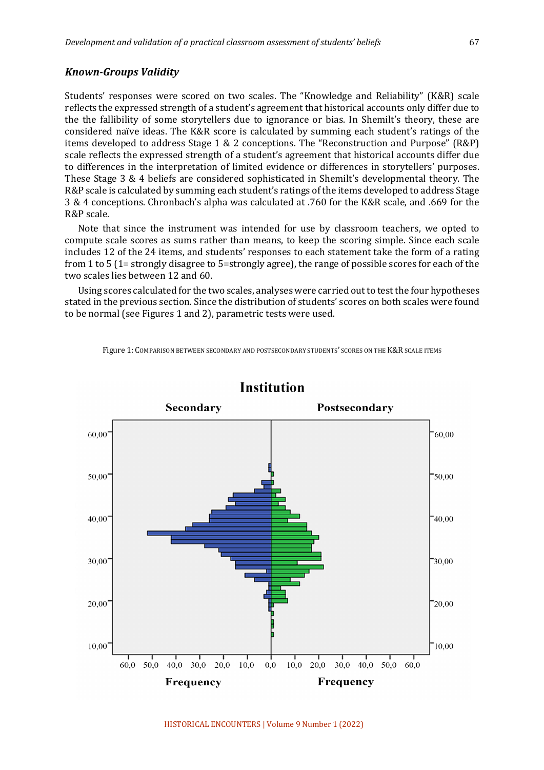### *Known-Groups Validity*

Students' responses were scored on two scales. The "Knowledge and Reliability" (K&R) scale reflects the expressed strength of a student's agreement that historical accounts only differ due to the the fallibility of some storytellers due to ignorance or bias. In Shemilt's theory, these are considered naïve ideas. The K&R score is calculated by summing each student's ratings of the items developed to address Stage 1 & 2 conceptions. The "Reconstruction and Purpose" (R&P) scale reflects the expressed strength of a student's agreement that historical accounts differ due to differences in the interpretation of limited evidence or differences in storytellers' purposes. These Stage 3 & 4 beliefs are considered sophisticated in Shemilt's developmental theory. The R&P scale is calculated by summing each student's ratings of the items developed to address Stage 3 & 4 conceptions. Chronbach's alpha was calculated at .760 for the K&R scale, and .669 for the R&P scale.

Note that since the instrument was intended for use by classroom teachers, we opted to compute scale scores as sums rather than means, to keep the scoring simple. Since each scale includes 12 of the 24 items, and students' responses to each statement take the form of a rating from 1 to 5 (1= strongly disagree to 5=strongly agree), the range of possible scores for each of the two scales lies between 12 and 60.

Using scores calculated for the two scales, analyses were carried out to test the four hypotheses stated in the previous section. Since the distribution of students' scores on both scales were found to be normal (see Figures 1 and 2), parametric tests were used.

Figure 1: Comparison between secondary and postsecondary students' scores on the K&R scale items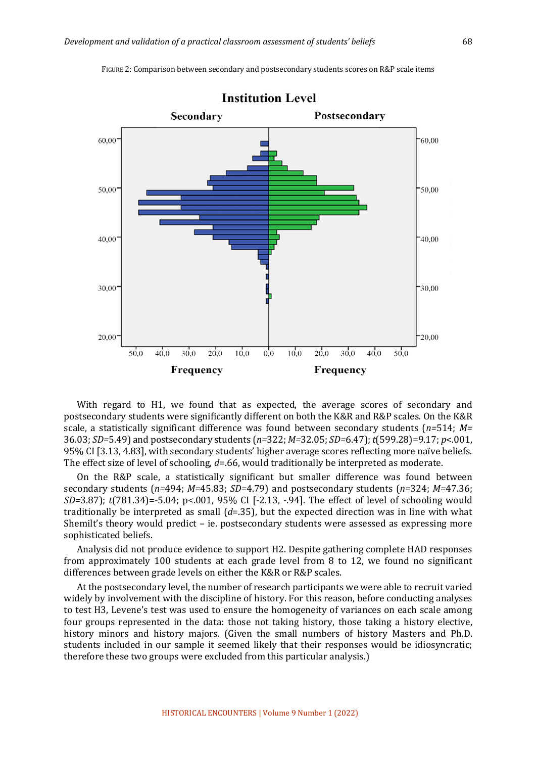FIGURE 2: Comparison between secondary and postsecondary students scores on R&P scale items

With regard to H1, we found that as expected, the average scores of secondary and postsecondary students were significantly different on both the K&R and R&P scales. On the K&R scale, a statistically significant difference was found between secondary students ($n$=514; $M$= 36.03; $SD$=5.49) and postsecondary students ($n$=322; $M$=32.05; $SD$=6.47); $t(599.28)=9.17$; $p<.001$, 95% CI [3.13, 4.83], with secondary students' higher average scores reflecting more naïve beliefs. The effect size of level of schooling, $d$=.66, would traditionally be interpreted as moderate.

On the R&P scale, a statistically significant but smaller difference was found between secondary students ($n$=494; $M$=45.83; $SD$=4.79) and postsecondary students ($n$=324; $M$=47.36; $SD$=3.87); $t(781.34)=-5.04$; p<.001, 95% CI [-2.13, -.94]. The effect of level of schooling would traditionally be interpreted as small ($d$=.35), but the expected direction was in line with what Shemilt's theory would predict – ie. postsecondary students were assessed as expressing more sophisticated beliefs.

Analysis did not produce evidence to support H2. Despite gathering complete HAD responses from approximately 100 students at each grade level from 8 to 12, we found no significant differences between grade levels on either the K&R or R&P scales.

At the postsecondary level, the number of research participants we were able to recruit varied widely by involvement with the discipline of history. For this reason, before conducting analyses to test H3, Levene's test was used to ensure the homogeneity of variances on each scale among four groups represented in the data: those not taking history, those taking a history elective, history minors and history majors. (Given the small numbers of history Masters and Ph.D. students included in our sample it seemed likely that their responses would be idiosyncratic; therefore these two groups were excluded from this particular analysis.)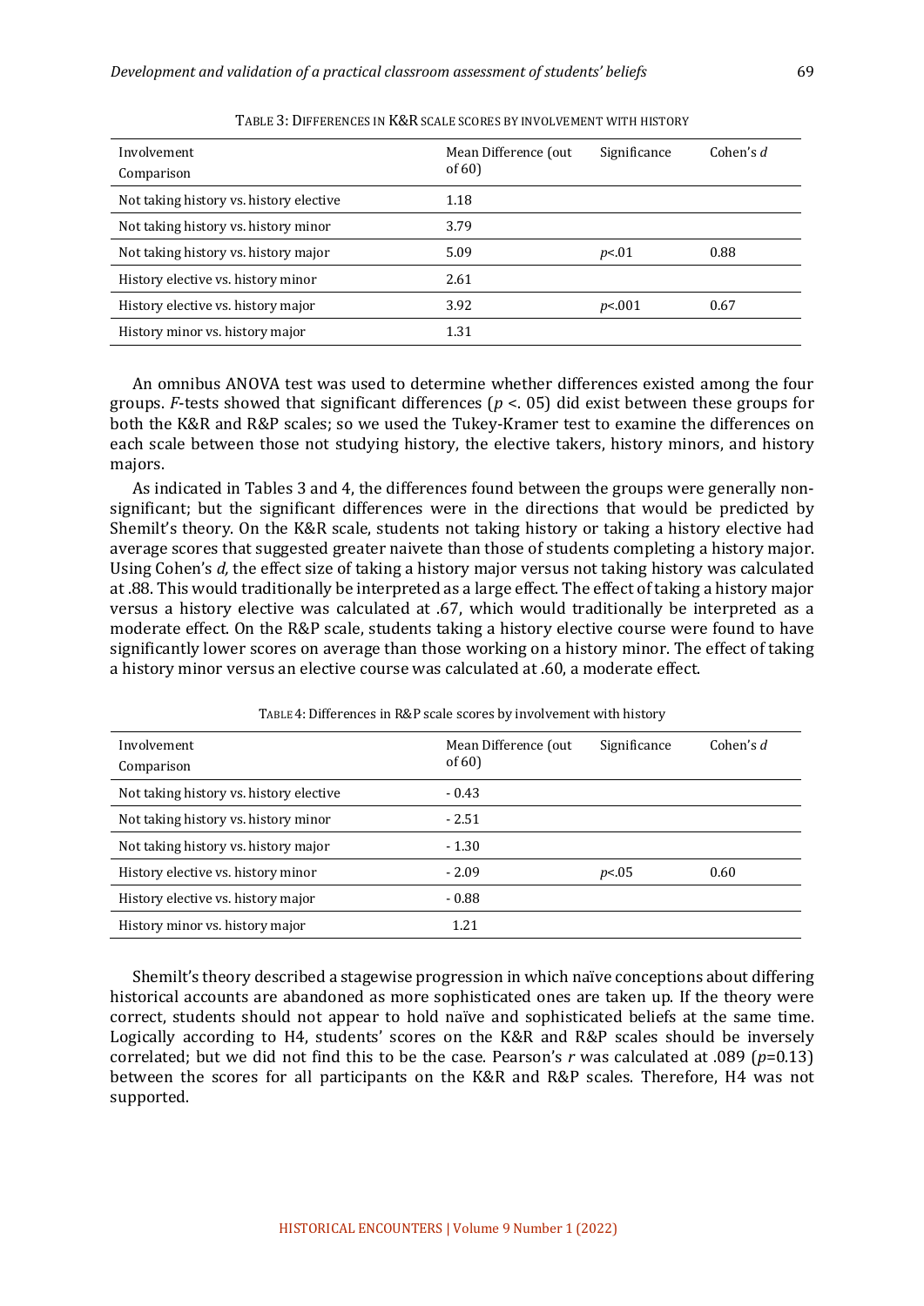TABLE 3: DIFFERENCES IN K&R SCALE SCORES BY INVOLVEMENT WITH HISTORY

| Involvement Comparison | Mean Difference (out of 60) | Significance | Cohen's *d* |
|---|---|---|---|
| Not taking history vs. history elective | 1.18 | | |
| Not taking history vs. history minor | 3.79 | | |
| Not taking history vs. history major | 5.09 | $p<.01$ | 0.88 |
| History elective vs. history minor | 2.61 | | |
| History elective vs. history major | 3.92 | $p<.001$ | 0.67 |
| History minor vs. history major | 1.31 | | |

An omnibus ANOVA test was used to determine whether differences existed among the four groups. *F*-tests showed that significant differences ($p <. 05$) did exist between these groups for both the K&R and R&P scales; so we used the Tukey-Kramer test to examine the differences on each scale between those not studying history, the elective takers, history minors, and history majors.

As indicated in Tables 3 and 4, the differences found between the groups were generally non-significant; but the significant differences were in the directions that would be predicted by Shemilt's theory. On the K&R scale, students not taking history or taking a history elective had average scores that suggested greater naivete than those of students completing a history major. Using Cohen's *d,* the effect size of taking a history major versus not taking history was calculated at .88. This would traditionally be interpreted as a large effect. The effect of taking a history major versus a history elective was calculated at .67, which would traditionally be interpreted as a moderate effect. On the R&P scale, students taking a history elective course were found to have significantly lower scores on average than those working on a history minor. The effect of taking a history minor versus an elective course was calculated at .60, a moderate effect.

TABLE 4: Differences in R&P scale scores by involvement with history

| Involvement Comparison | Mean Difference (out of 60) | Significance | Cohen's *d* |
|---|---|---|---|
| Not taking history vs. history elective | - 0.43 | | |
| Not taking history vs. history minor | - 2.51 | | |
| Not taking history vs. history major | - 1.30 | | |
| History elective vs. history minor | - 2.09 | $p<.05$ | 0.60 |
| History elective vs. history major | - 0.88 | | |
| History minor vs. history major | 1.21 | | |

Shemilt's theory described a stagewise progression in which naïve conceptions about differing historical accounts are abandoned as more sophisticated ones are taken up. If the theory were correct, students should not appear to hold naïve and sophisticated beliefs at the same time. Logically according to H4, students' scores on the K&R and R&P scales should be inversely correlated; but we did not find this to be the case. Pearson's $r$ was calculated at .089 ($p$=0.13) between the scores for all participants on the K&R and R&P scales. Therefore, H4 was not supported.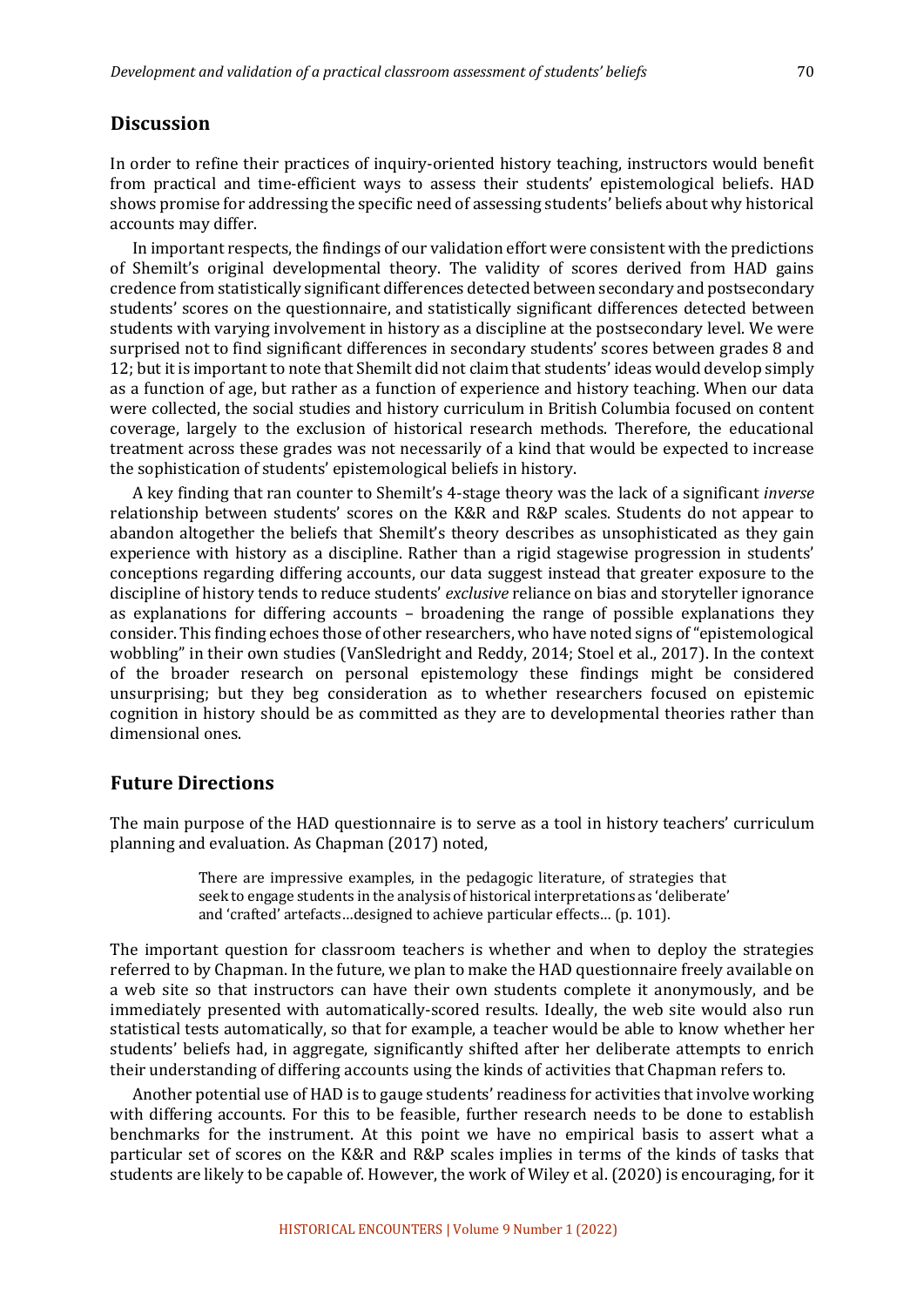## Discussion

In order to refine their practices of inquiry-oriented history teaching, instructors would benefit from practical and time-efficient ways to assess their students' epistemological beliefs. HAD shows promise for addressing the specific need of assessing students' beliefs about why historical accounts may differ.

In important respects, the findings of our validation effort were consistent with the predictions of Shemilt's original developmental theory. The validity of scores derived from HAD gains credence from statistically significant differences detected between secondary and postsecondary students' scores on the questionnaire, and statistically significant differences detected between students with varying involvement in history as a discipline at the postsecondary level. We were surprised not to find significant differences in secondary students' scores between grades 8 and 12; but it is important to note that Shemilt did not claim that students' ideas would develop simply as a function of age, but rather as a function of experience and history teaching. When our data were collected, the social studies and history curriculum in British Columbia focused on content coverage, largely to the exclusion of historical research methods. Therefore, the educational treatment across these grades was not necessarily of a kind that would be expected to increase the sophistication of students' epistemological beliefs in history.

A key finding that ran counter to Shemilt's 4-stage theory was the lack of a significant *inverse* relationship between students' scores on the K&R and R&P scales. Students do not appear to abandon altogether the beliefs that Shemilt's theory describes as unsophisticated as they gain experience with history as a discipline. Rather than a rigid stagewise progression in students' conceptions regarding differing accounts, our data suggest instead that greater exposure to the discipline of history tends to reduce students' *exclusive* reliance on bias and storyteller ignorance as explanations for differing accounts – broadening the range of possible explanations they consider. This finding echoes those of other researchers, who have noted signs of "epistemological wobbling" in their own studies (VanSledright and Reddy, 2014; Stoel et al., 2017). In the context of the broader research on personal epistemology these findings might be considered unsurprising; but they beg consideration as to whether researchers focused on epistemic cognition in history should be as committed as they are to developmental theories rather than dimensional ones.

## Future Directions

The main purpose of the HAD questionnaire is to serve as a tool in history teachers' curriculum planning and evaluation. As Chapman (2017) noted,

> There are impressive examples, in the pedagogic literature, of strategies that seek to engage students in the analysis of historical interpretations as 'deliberate' and 'crafted' artefacts…designed to achieve particular effects… (p. 101).

The important question for classroom teachers is whether and when to deploy the strategies referred to by Chapman. In the future, we plan to make the HAD questionnaire freely available on a web site so that instructors can have their own students complete it anonymously, and be immediately presented with automatically-scored results. Ideally, the web site would also run statistical tests automatically, so that for example, a teacher would be able to know whether her students' beliefs had, in aggregate, significantly shifted after her deliberate attempts to enrich their understanding of differing accounts using the kinds of activities that Chapman refers to.

Another potential use of HAD is to gauge students' readiness for activities that involve working with differing accounts. For this to be feasible, further research needs to be done to establish benchmarks for the instrument. At this point we have no empirical basis to assert what a particular set of scores on the K&R and R&P scales implies in terms of the kinds of tasks that students are likely to be capable of. However, the work of Wiley et al. (2020) is encouraging, for it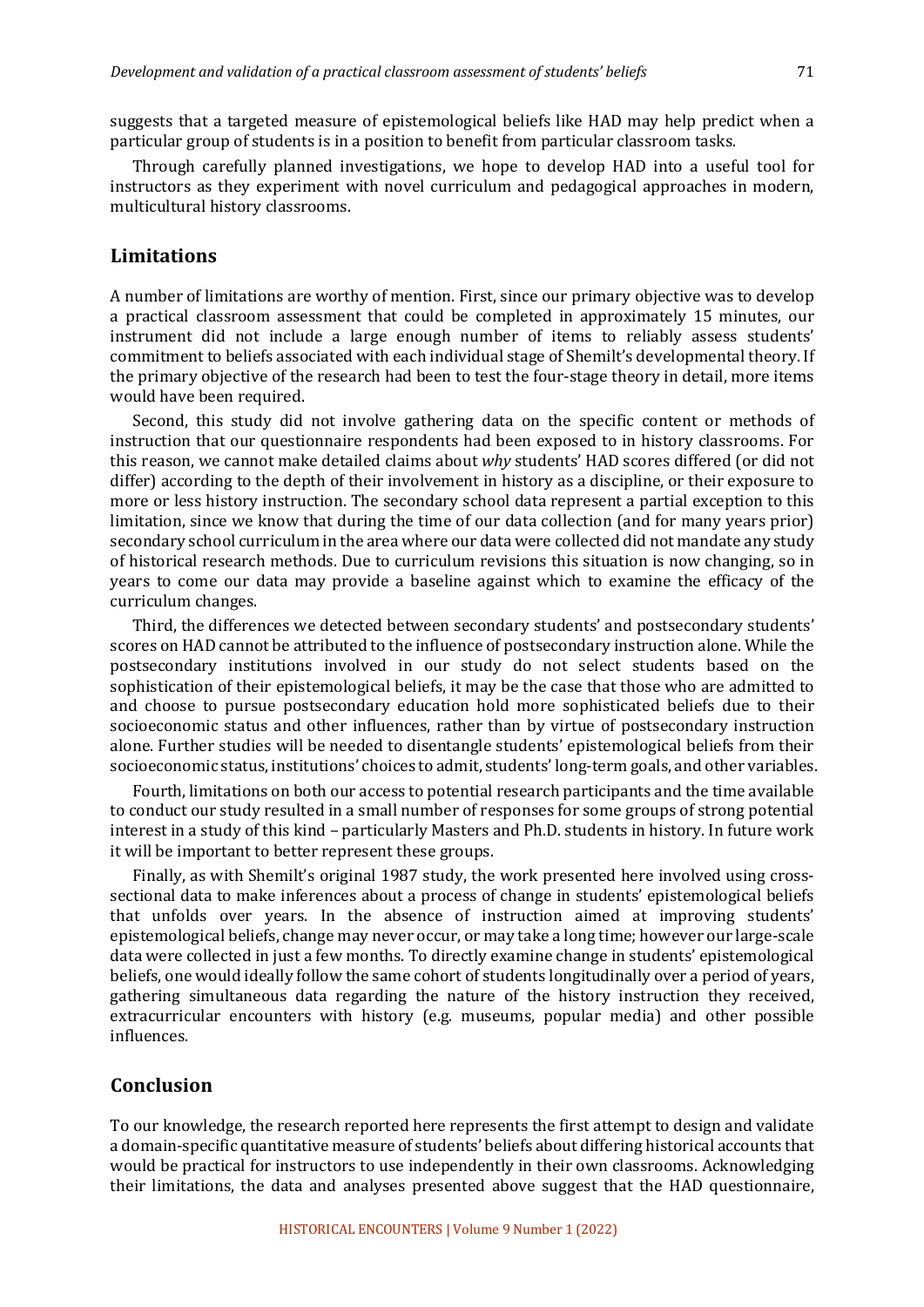suggests that a targeted measure of epistemological beliefs like HAD may help predict when a particular group of students is in a position to benefit from particular classroom tasks.

Through carefully planned investigations, we hope to develop HAD into a useful tool for instructors as they experiment with novel curriculum and pedagogical approaches in modern, multicultural history classrooms.

## Limitations

A number of limitations are worthy of mention. First, since our primary objective was to develop a practical classroom assessment that could be completed in approximately 15 minutes, our instrument did not include a large enough number of items to reliably assess students' commitment to beliefs associated with each individual stage of Shemilt's developmental theory. If the primary objective of the research had been to test the four-stage theory in detail, more items would have been required.

Second, this study did not involve gathering data on the specific content or methods of instruction that our questionnaire respondents had been exposed to in history classrooms. For this reason, we cannot make detailed claims about *why* students' HAD scores differed (or did not differ) according to the depth of their involvement in history as a discipline, or their exposure to more or less history instruction. The secondary school data represent a partial exception to this limitation, since we know that during the time of our data collection (and for many years prior) secondary school curriculum in the area where our data were collected did not mandate any study of historical research methods. Due to curriculum revisions this situation is now changing, so in years to come our data may provide a baseline against which to examine the efficacy of the curriculum changes.

Third, the differences we detected between secondary students' and postsecondary students' scores on HAD cannot be attributed to the influence of postsecondary instruction alone. While the postsecondary institutions involved in our study do not select students based on the sophistication of their epistemological beliefs, it may be the case that those who are admitted to and choose to pursue postsecondary education hold more sophisticated beliefs due to their socioeconomic status and other influences, rather than by virtue of postsecondary instruction alone. Further studies will be needed to disentangle students' epistemological beliefs from their socioeconomic status, institutions' choices to admit, students' long-term goals, and other variables.

Fourth, limitations on both our access to potential research participants and the time available to conduct our study resulted in a small number of responses for some groups of strong potential interest in a study of this kind – particularly Masters and Ph.D. students in history. In future work it will be important to better represent these groups.

Finally, as with Shemilt's original 1987 study, the work presented here involved using cross-sectional data to make inferences about a process of change in students' epistemological beliefs that unfolds over years. In the absence of instruction aimed at improving students' epistemological beliefs, change may never occur, or may take a long time; however our large-scale data were collected in just a few months. To directly examine change in students' epistemological beliefs, one would ideally follow the same cohort of students longitudinally over a period of years, gathering simultaneous data regarding the nature of the history instruction they received, extracurricular encounters with history (e.g. museums, popular media) and other possible influences.

## Conclusion

To our knowledge, the research reported here represents the first attempt to design and validate a domain-specific quantitative measure of students' beliefs about differing historical accounts that would be practical for instructors to use independently in their own classrooms. Acknowledging their limitations, the data and analyses presented above suggest that the HAD questionnaire,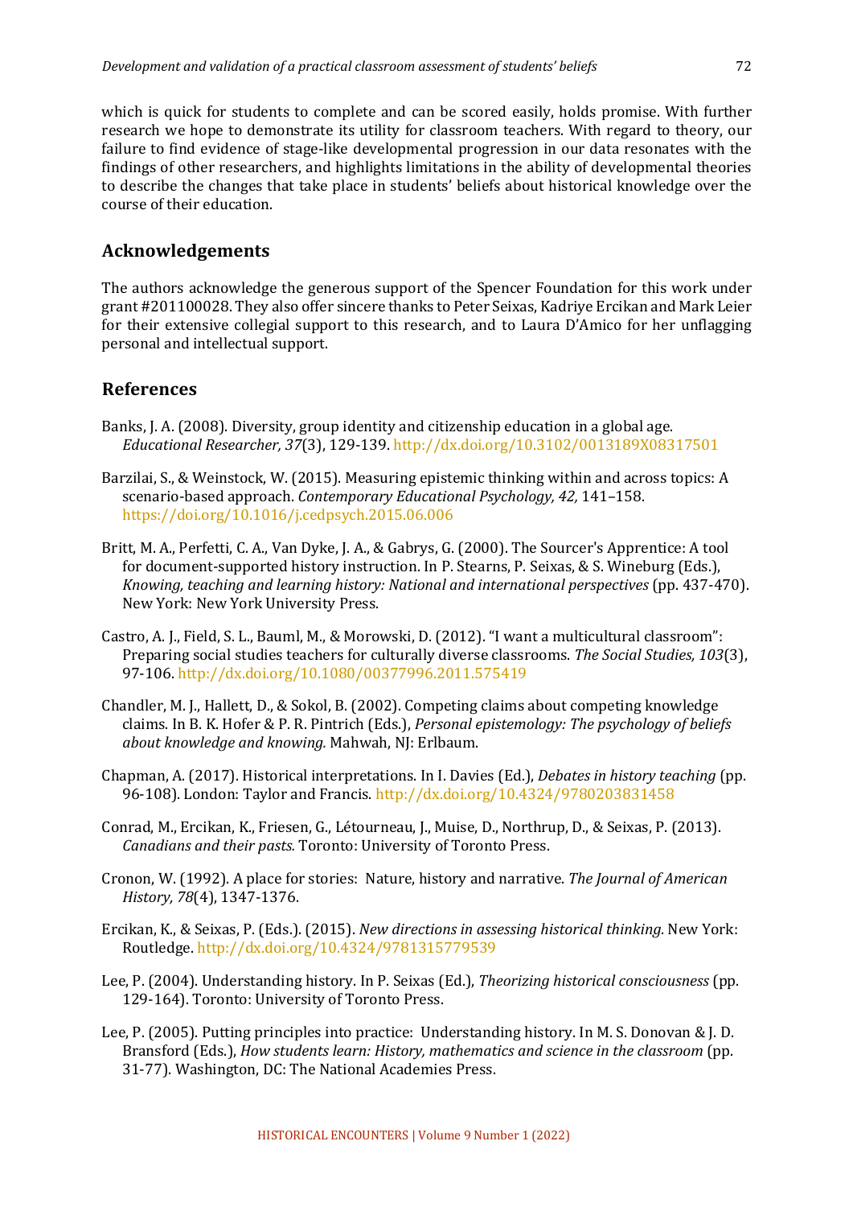which is quick for students to complete and can be scored easily, holds promise. With further research we hope to demonstrate its utility for classroom teachers. With regard to theory, our failure to find evidence of stage-like developmental progression in our data resonates with the findings of other researchers, and highlights limitations in the ability of developmental theories to describe the changes that take place in students' beliefs about historical knowledge over the course of their education.

## Acknowledgements

The authors acknowledge the generous support of the Spencer Foundation for this work under grant #201100028. They also offer sincere thanks to Peter Seixas, Kadriye Ercikan and Mark Leier for their extensive collegial support to this research, and to Laura D'Amico for her unflagging personal and intellectual support.

## References

Banks, J. A. (2008). Diversity, group identity and citizenship education in a global age. *Educational Researcher, 37*(3), 129-139. http://dx.doi.org/10.3102/0013189X08317501

Barzilai, S., & Weinstock, W. (2015). Measuring epistemic thinking within and across topics: A scenario-based approach. *Contemporary Educational Psychology, 42,* 141–158. https://doi.org/10.1016/j.cedpsych.2015.06.006

Britt, M. A., Perfetti, C. A., Van Dyke, J. A., & Gabrys, G. (2000). The Sourcer's Apprentice: A tool for document-supported history instruction. In P. Stearns, P. Seixas, & S. Wineburg (Eds.), *Knowing, teaching and learning history: National and international perspectives* (pp. 437-470). New York: New York University Press.

Castro, A. J., Field, S. L., Bauml, M., & Morowski, D. (2012). "I want a multicultural classroom": Preparing social studies teachers for culturally diverse classrooms. *The Social Studies, 103*(3), 97-106. http://dx.doi.org/10.1080/00377996.2011.575419

Chandler, M. J., Hallett, D., & Sokol, B. (2002). Competing claims about competing knowledge claims. In B. K. Hofer & P. R. Pintrich (Eds.), *Personal epistemology: The psychology of beliefs about knowledge and knowing.* Mahwah, NJ: Erlbaum.

Chapman, A. (2017). Historical interpretations. In I. Davies (Ed.), *Debates in history teaching* (pp. 96-108). London: Taylor and Francis. http://dx.doi.org/10.4324/9780203831458

Conrad, M., Ercikan, K., Friesen, G., Létourneau, J., Muise, D., Northrup, D., & Seixas, P. (2013). *Canadians and their pasts.* Toronto: University of Toronto Press.

Cronon, W. (1992). A place for stories: Nature, history and narrative. *The Journal of American History, 78*(4), 1347-1376.

Ercikan, K., & Seixas, P. (Eds.). (2015). *New directions in assessing historical thinking.* New York: Routledge. http://dx.doi.org/10.4324/9781315779539

Lee, P. (2004). Understanding history. In P. Seixas (Ed.), *Theorizing historical consciousness* (pp. 129-164). Toronto: University of Toronto Press.

Lee, P. (2005). Putting principles into practice: Understanding history. In M. S. Donovan & J. D. Bransford (Eds.), *How students learn: History, mathematics and science in the classroom* (pp. 31-77). Washington, DC: The National Academies Press.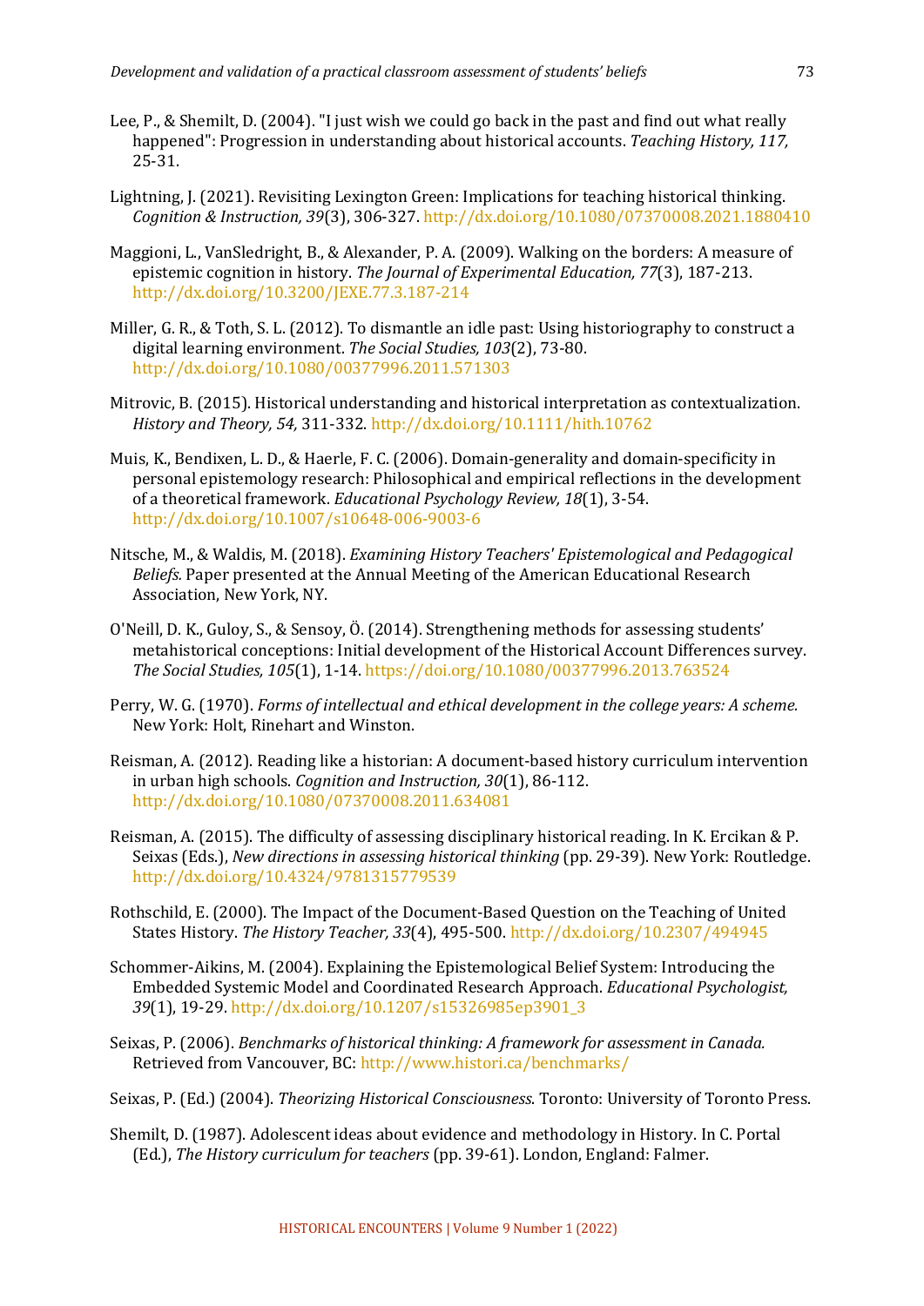Lee, P., & Shemilt, D. (2004). "I just wish we could go back in the past and find out what really happened": Progression in understanding about historical accounts. *Teaching History, 117,* 25-31.

Lightning, J. (2021). Revisiting Lexington Green: Implications for teaching historical thinking. *Cognition & Instruction, 39*(3), 306-327. http://dx.doi.org/10.1080/07370008.2021.1880410

Maggioni, L., VanSledright, B., & Alexander, P. A. (2009). Walking on the borders: A measure of epistemic cognition in history. *The Journal of Experimental Education, 77*(3), 187-213. http://dx.doi.org/10.3200/JEXE.77.3.187-214

Miller, G. R., & Toth, S. L. (2012). To dismantle an idle past: Using historiography to construct a digital learning environment. *The Social Studies, 103*(2), 73-80. http://dx.doi.org/10.1080/00377996.2011.571303

Mitrovic, B. (2015). Historical understanding and historical interpretation as contextualization. *History and Theory, 54,* 311-332. http://dx.doi.org/10.1111/hith.10762

Muis, K., Bendixen, L. D., & Haerle, F. C. (2006). Domain-generality and domain-specificity in personal epistemology research: Philosophical and empirical reflections in the development of a theoretical framework. *Educational Psychology Review, 18*(1), 3-54. http://dx.doi.org/10.1007/s10648-006-9003-6

Nitsche, M., & Waldis, M. (2018). *Examining History Teachers' Epistemological and Pedagogical Beliefs.* Paper presented at the Annual Meeting of the American Educational Research Association, New York, NY.

O'Neill, D. K., Guloy, S., & Sensoy, Ö. (2014). Strengthening methods for assessing students' metahistorical conceptions: Initial development of the Historical Account Differences survey. *The Social Studies, 105*(1), 1-14. https://doi.org/10.1080/00377996.2013.763524

Perry, W. G. (1970). *Forms of intellectual and ethical development in the college years: A scheme.* New York: Holt, Rinehart and Winston.

Reisman, A. (2012). Reading like a historian: A document-based history curriculum intervention in urban high schools. *Cognition and Instruction, 30*(1), 86-112. http://dx.doi.org/10.1080/07370008.2011.634081

Reisman, A. (2015). The difficulty of assessing disciplinary historical reading. In K. Ercikan & P. Seixas (Eds.), *New directions in assessing historical thinking* (pp. 29-39). New York: Routledge. http://dx.doi.org/10.4324/9781315779539

Rothschild, E. (2000). The Impact of the Document-Based Question on the Teaching of United States History. *The History Teacher, 33*(4), 495-500. http://dx.doi.org/10.2307/494945

Schommer-Aikins, M. (2004). Explaining the Epistemological Belief System: Introducing the Embedded Systemic Model and Coordinated Research Approach. *Educational Psychologist, 39*(1), 19-29. http://dx.doi.org/10.1207/s15326985ep3901_3

Seixas, P. (2006). *Benchmarks of historical thinking: A framework for assessment in Canada.* Retrieved from Vancouver, BC: http://www.histori.ca/benchmarks/

Seixas, P. (Ed.) (2004). *Theorizing Historical Consciousness.* Toronto: University of Toronto Press.

Shemilt, D. (1987). Adolescent ideas about evidence and methodology in History. In C. Portal (Ed.), *The History curriculum for teachers* (pp. 39-61). London, England: Falmer.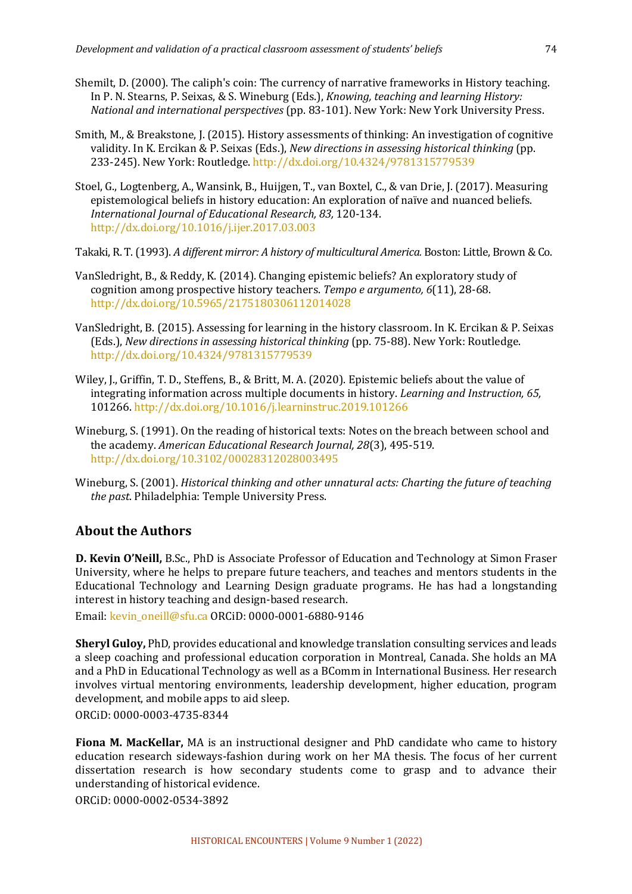Shemilt, D. (2000). The caliph's coin: The currency of narrative frameworks in History teaching. In P. N. Stearns, P. Seixas, & S. Wineburg (Eds.), *Knowing, teaching and learning History: National and international perspectives* (pp. 83-101). New York: New York University Press.

Smith, M., & Breakstone, J. (2015). History assessments of thinking: An investigation of cognitive validity. In K. Ercikan & P. Seixas (Eds.), *New directions in assessing historical thinking* (pp. 233-245). New York: Routledge. http://dx.doi.org/10.4324/9781315779539

Stoel, G., Logtenberg, A., Wansink, B., Huijgen, T., van Boxtel, C., & van Drie, J. (2017). Measuring epistemological beliefs in history education: An exploration of naïve and nuanced beliefs. *International Journal of Educational Research, 83,* 120-134. http://dx.doi.org/10.1016/j.ijer.2017.03.003

Takaki, R. T. (1993). *A different mirror: A history of multicultural America.* Boston: Little, Brown & Co.

VanSledright, B., & Reddy, K. (2014). Changing epistemic beliefs? An exploratory study of cognition among prospective history teachers. *Tempo e argumento, 6*(11), 28-68. http://dx.doi.org/10.5965/2175180306112014028

VanSledright, B. (2015). Assessing for learning in the history classroom. In K. Ercikan & P. Seixas (Eds.), *New directions in assessing historical thinking* (pp. 75-88). New York: Routledge. http://dx.doi.org/10.4324/9781315779539

Wiley, J., Griffin, T. D., Steffens, B., & Britt, M. A. (2020). Epistemic beliefs about the value of integrating information across multiple documents in history. *Learning and Instruction, 65,* 101266. http://dx.doi.org/10.1016/j.learninstruc.2019.101266

Wineburg, S. (1991). On the reading of historical texts: Notes on the breach between school and the academy. *American Educational Research Journal, 28*(3), 495-519. http://dx.doi.org/10.3102/00028312028003495

Wineburg, S. (2001). *Historical thinking and other unnatural acts: Charting the future of teaching the past*. Philadelphia: Temple University Press.

## About the Authors

**D. Kevin O'Neill,** B.Sc., PhD is Associate Professor of Education and Technology at Simon Fraser University, where he helps to prepare future teachers, and teaches and mentors students in the Educational Technology and Learning Design graduate programs. He has had a longstanding interest in history teaching and design-based research.

Email: kevin_oneill@sfu.ca ORCiD: 0000-0001-6880-9146

**Sheryl Guloy,** PhD, provides educational and knowledge translation consulting services and leads a sleep coaching and professional education corporation in Montreal, Canada. She holds an MA and a PhD in Educational Technology as well as a BComm in International Business. Her research involves virtual mentoring environments, leadership development, higher education, program development, and mobile apps to aid sleep.

ORCiD: 0000-0003-4735-8344

**Fiona M. MacKellar,** MA is an instructional designer and PhD candidate who came to history education research sideways-fashion during work on her MA thesis. The focus of her current dissertation research is how secondary students come to grasp and to advance their understanding of historical evidence.

ORCiD: 0000-0002-0534-3892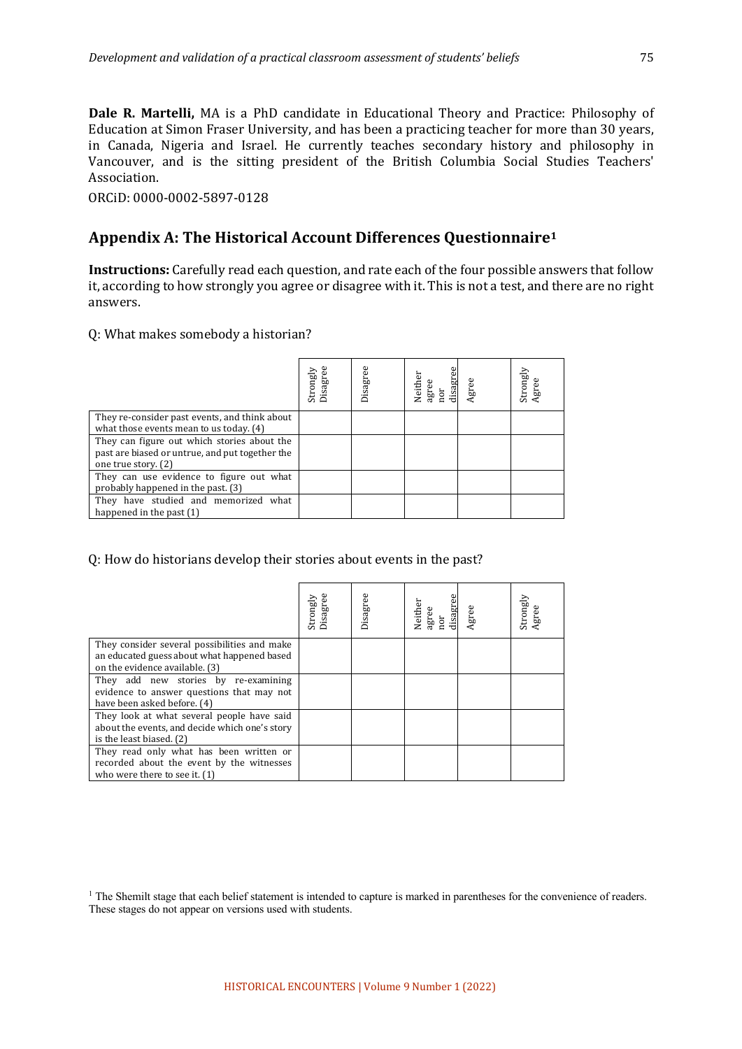**Dale R. Martelli,** MA is a PhD candidate in Educational Theory and Practice: Philosophy of Education at Simon Fraser University, and has been a practicing teacher for more than 30 years, in Canada, Nigeria and Israel. He currently teaches secondary history and philosophy in Vancouver, and is the sitting president of the British Columbia Social Studies Teachers' Association.

ORCiD: 0000-0002-5897-0128

## Appendix A: The Historical Account Differences Questionnaire[1]

**Instructions:** Carefully read each question, and rate each of the four possible answers that follow it, according to how strongly you agree or disagree with it. This is not a test, and there are no right answers.

Q: What makes somebody a historian?

| | Strongly Disagree | Disagree | Neither agree nor disagree | Agree | Strongly Agree |
|---|---|---|---|---|---|
| They re-consider past events, and think about what those events mean to us today. (4) | | | | | |
| They can figure out which stories about the past are biased or untrue, and put together the one true story. (2) | | | | | |
| They can use evidence to figure out what probably happened in the past. (3) | | | | | |
| They have studied and memorized what happened in the past (1) | | | | | |

Q: How do historians develop their stories about events in the past?

| | Strongly Disagree | Disagree | Neither agree nor disagree | Agree | Strongly Agree |
|---|---|---|---|---|---|
| They consider several possibilities and make an educated guess about what happened based on the evidence available. (3) | | | | | |
| They add new stories by re-examining evidence to answer questions that may not have been asked before. (4) | | | | | |
| They look at what several people have said about the events, and decide which one's story is the least biased. (2) | | | | | |
| They read only what has been written or recorded about the event by the witnesses who were there to see it. (1) | | | | | |

[1] The Shemilt stage that each belief statement is intended to capture is marked in parentheses for the convenience of readers. These stages do not appear on versions used with students.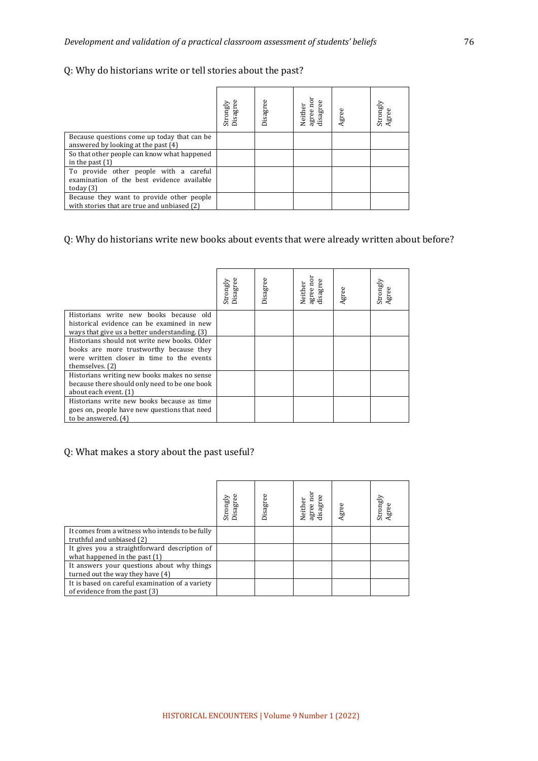Q: Why do historians write or tell stories about the past?

| | Strongly Disagree | Disagree | Neither agree nor disagree | Agree | Strongly Agree |
|---|---|---|---|---|---|
| Because questions come up today that can be answered by looking at the past (4) | | | | | |
| So that other people can know what happened in the past (1) | | | | | |
| To provide other people with a careful examination of the best evidence available today (3) | | | | | |
| Because they want to provide other people with stories that are true and unbiased (2) | | | | | |

Q: Why do historians write new books about events that were already written about before?

| | Strongly Disagree | Disagree | Neither agree nor disagree | Agree | Strongly Agree |
|---|---|---|---|---|---|
| Historians write new books because old historical evidence can be examined in new ways that give us a better understanding. (3) | | | | | |
| Historians should not write new books. Older books are more trustworthy because they were written closer in time to the events themselves. (2) | | | | | |
| Historians writing new books makes no sense because there should only need to be one book about each event. (1) | | | | | |
| Historians write new books because as time goes on, people have new questions that need to be answered. (4) | | | | | |

Q: What makes a story about the past useful?

| | Strongly Disagree | Disagree | Neither agree nor disagree | Agree | Strongly Agree |
|---|---|---|---|---|---|
| It comes from a witness who intends to be fully truthful and unbiased (2) | | | | | |
| It gives you a straightforward description of what happened in the past (1) | | | | | |
| It answers your questions about why things turned out the way they have (4) | | | | | |
| It is based on careful examination of a variety of evidence from the past (3) | | | | | |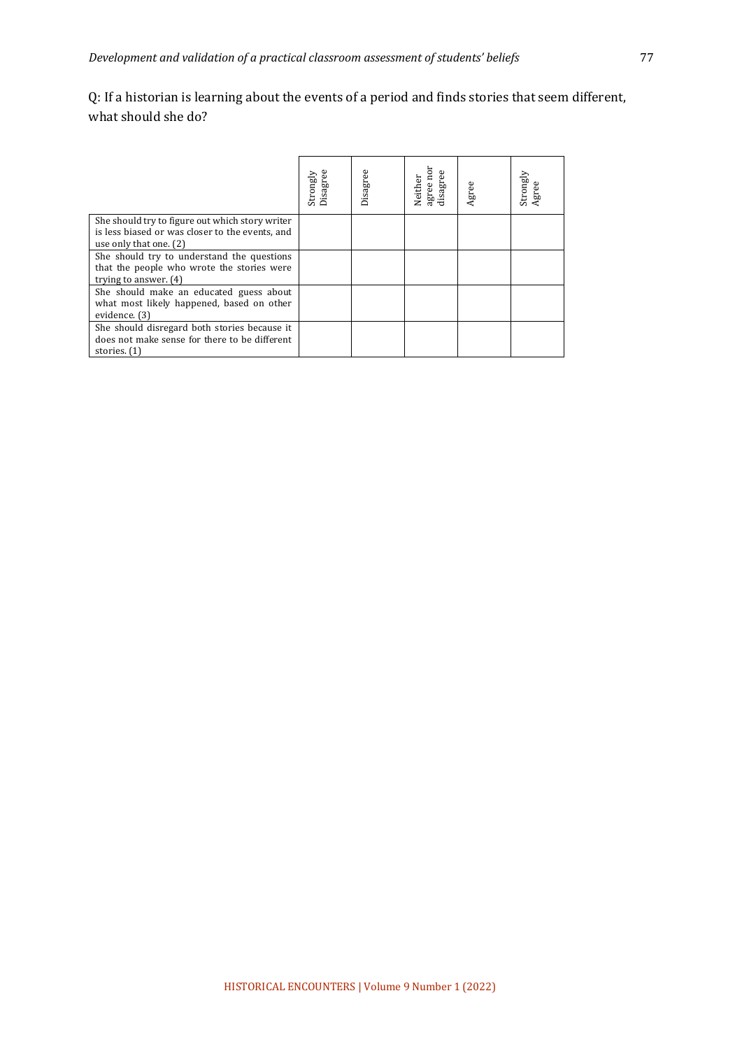Q: If a historian is learning about the events of a period and finds stories that seem different, what should she do?

| | Strongly Disagree | Disagree | Neither agree nor disagree | Agree | Strongly Agree |
|---|---|---|---|---|---|
| She should try to figure out which story writer is less biased or was closer to the events, and use only that one. (2) | | | | | |
| She should try to understand the questions that the people who wrote the stories were trying to answer. (4) | | | | | |
| She should make an educated guess about what most likely happened, based on other evidence. (3) | | | | | |
| She should disregard both stories because it does not make sense for there to be different stories. (1) | | | | | |